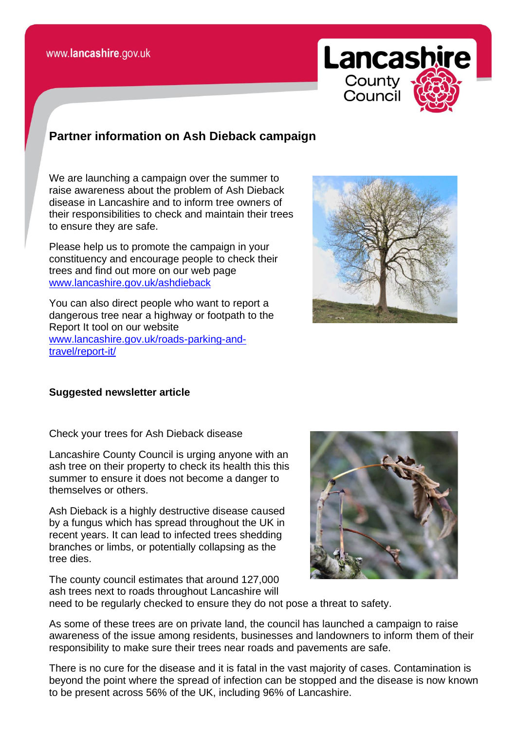# Partner information on Ash Dieback campaign

We are launching a campaign over the summer to raise awareness about the problem of Ash Dieback disease in Lancashire and to inform tree owners of their responsibilities to check and maintain their trees to ensure they are safe.

Please help us to promote the campaign in your constituency and encourage people to check their trees and find out more on our web page www.lancashire.gov.uk/ashdieback

You can also direct people who want to report a dangerous tree near a highway or footpath to the Report It tool on our website www.lancashire.gov.uk/roads-parking-and-travel/report-it/

**Suggested newsletter article**

Check your trees for Ash Dieback disease

Lancashire County Council is urging anyone with an ash tree on their property to check its health this this summer to ensure it does not become a danger to themselves or others.

Ash Dieback is a highly destructive disease caused by a fungus which has spread throughout the UK in recent years. It can lead to infected trees shedding branches or limbs, or potentially collapsing as the tree dies.

The county council estimates that around 127,000 ash trees next to roads throughout Lancashire will need to be regularly checked to ensure they do not pose a threat to safety.

As some of these trees are on private land, the council has launched a campaign to raise awareness of the issue among residents, businesses and landowners to inform them of their responsibility to make sure their trees near roads and pavements are safe.

There is no cure for the disease and it is fatal in the vast majority of cases. Contamination is beyond the point where the spread of infection can be stopped and the disease is now known to be present across 56% of the UK, including 96% of Lancashire.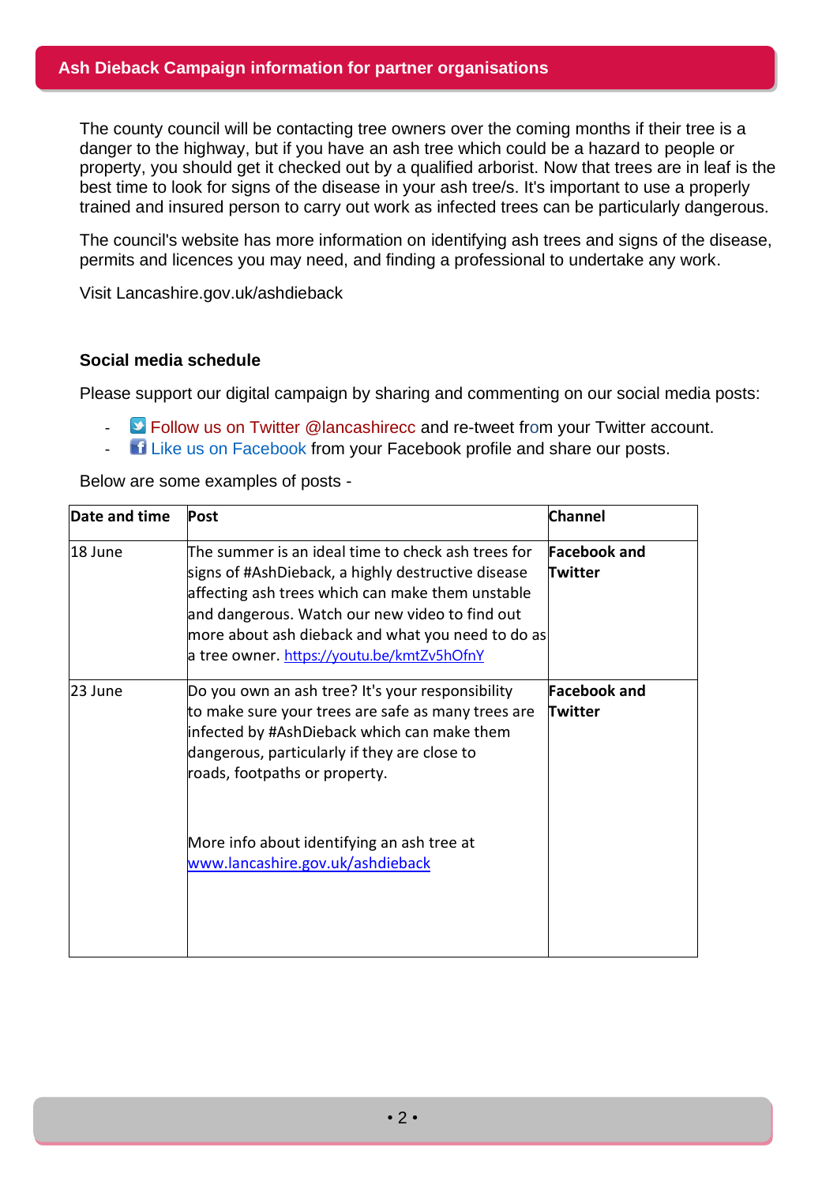## Ash Dieback Campaign information for partner organisations

The county council will be contacting tree owners over the coming months if their tree is a danger to the highway, but if you have an ash tree which could be a hazard to people or property, you should get it checked out by a qualified arborist. Now that trees are in leaf is the best time to look for signs of the disease in your ash tree/s. It's important to use a properly trained and insured person to carry out work as infected trees can be particularly dangerous.

The council's website has more information on identifying ash trees and signs of the disease, permits and licences you may need, and finding a professional to undertake any work.

Visit Lancashire.gov.uk/ashdieback

### Social media schedule

Please support our digital campaign by sharing and commenting on our social media posts:

- Follow us on Twitter @lancashirecc and re-tweet from your Twitter account.
- Like us on Facebook from your Facebook profile and share our posts.

Below are some examples of posts -

| Date and time | Post | Channel |
|---|---|---|
| 18 June | The summer is an ideal time to check ash trees for signs of #AshDieback, a highly destructive disease affecting ash trees which can make them unstable and dangerous. Watch our new video to find out more about ash dieback and what you need to do as a tree owner. https://youtu.be/kmtZv5hOfnY | **Facebook and Twitter** |
| 23 June | Do you own an ash tree? It's your responsibility to make sure your trees are safe as many trees are infected by #AshDieback which can make them dangerous, particularly if they are close to roads, footpaths or property.<br><br>More info about identifying an ash tree at www.lancashire.gov.uk/ashdieback | **Facebook and Twitter** |